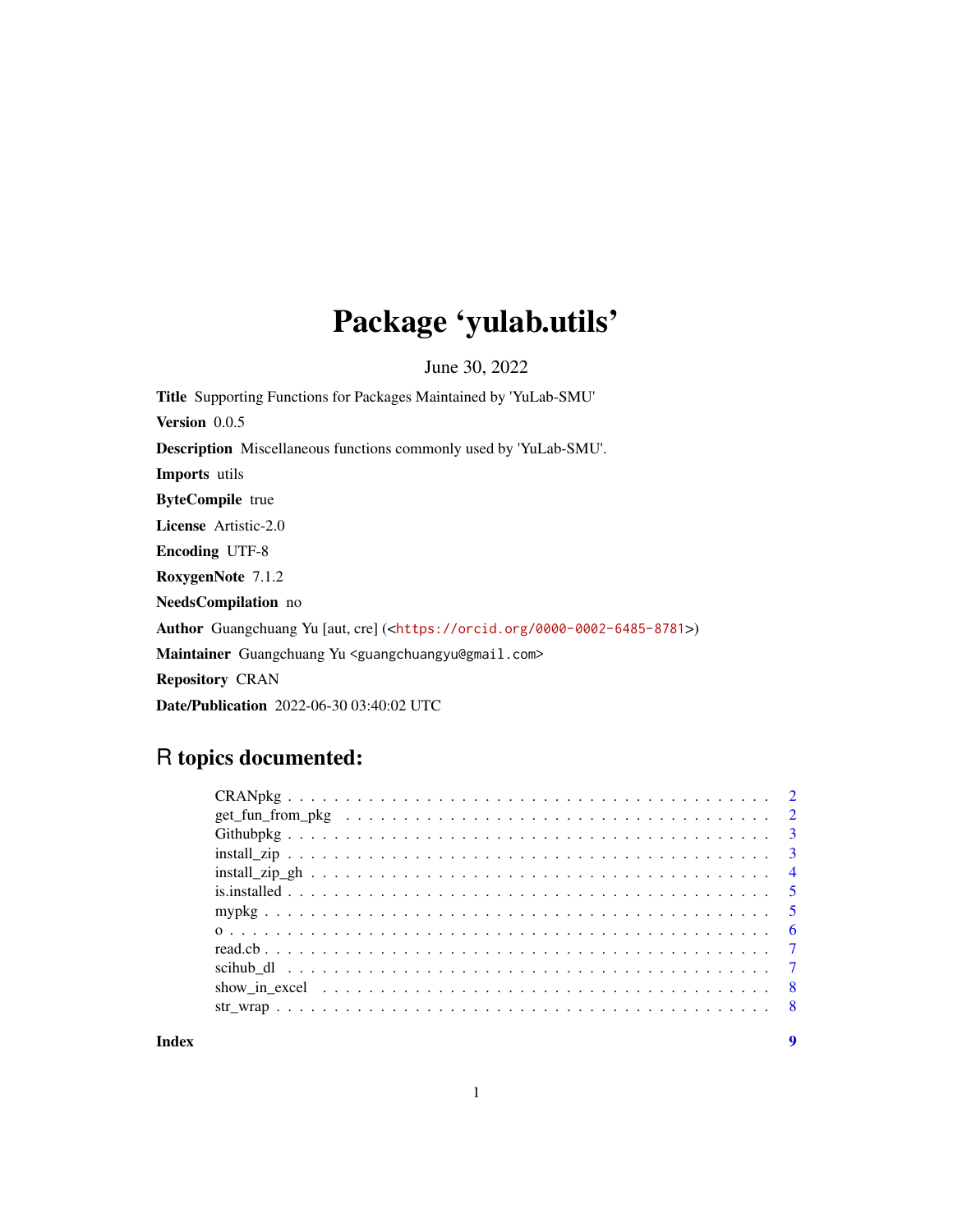# Package 'yulab.utils'

June 30, 2022

**Title** Supporting Functions for Packages Maintained by 'YuLab-SMU'

**Version** 0.0.5

**Description** Miscellaneous functions commonly used by 'YuLab-SMU'.

**Imports** utils

**ByteCompile** true

**License** Artistic-2.0

**Encoding** UTF-8

**RoxygenNote** 7.1.2

**NeedsCompilation** no

**Author** Guangchuang Yu [aut, cre] (<https://orcid.org/0000-0002-6485-8781>)

**Maintainer** Guangchuang Yu <guangchuangyu@gmail.com>

**Repository** CRAN

**Date/Publication** 2022-06-30 03:40:02 UTC

## R topics documented:

| | |
|---|---|
| CRANpkg | 2 |
| get_fun_from_pkg | 2 |
| Githubpkg | 3 |
| install_zip | 3 |
| install_zip_gh | 4 |
| is.installed | 5 |
| mypkg | 5 |
| o | 6 |
| read.cb | 7 |
| scihub_dl | 7 |
| show_in_excel | 8 |
| str_wrap | 8 |
| **Index** | **9** |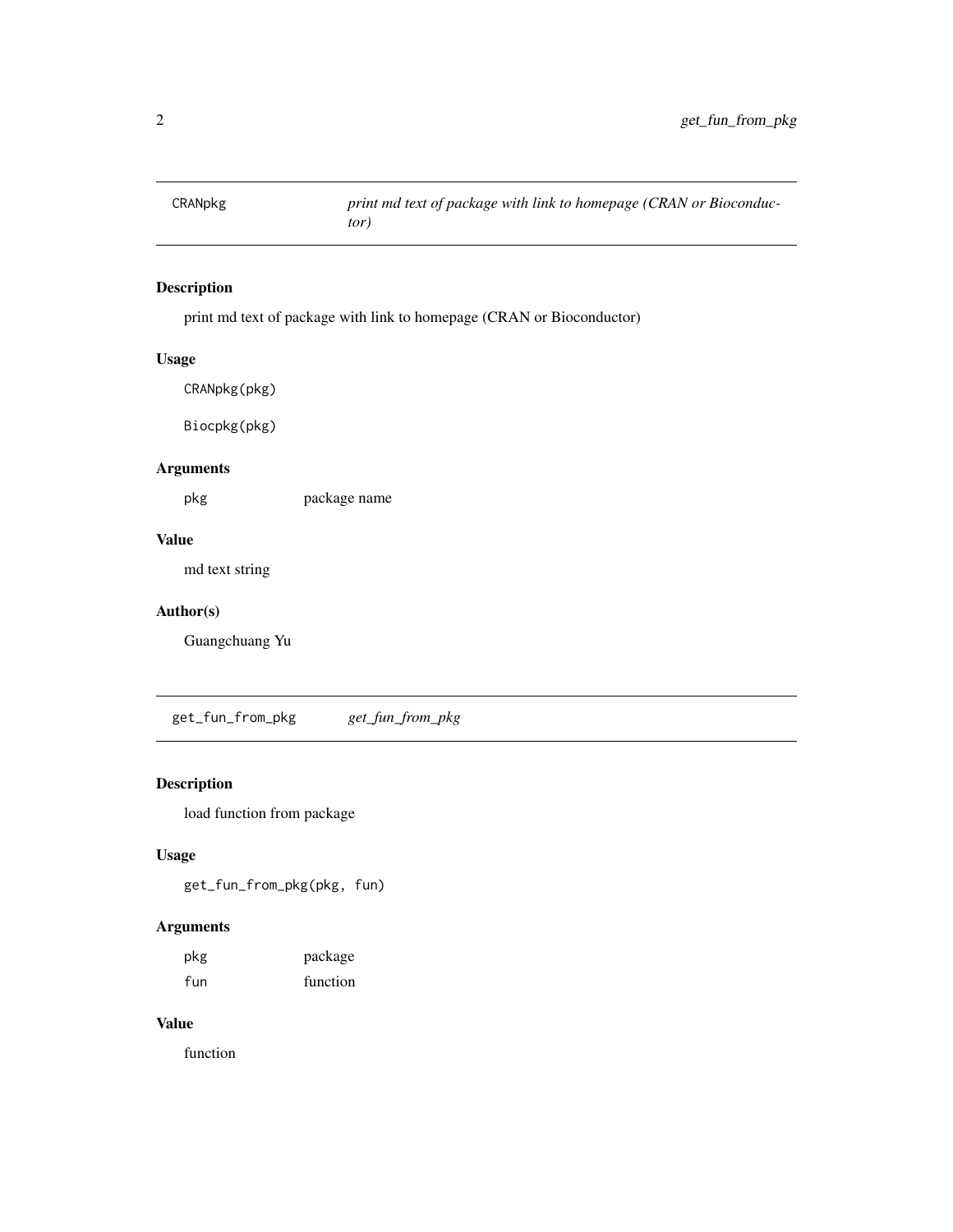## CRANpkg

*print md text of package with link to homepage (CRAN or Bioconductor)*

### Description

print md text of package with link to homepage (CRAN or Bioconductor)

### Usage

```
CRANpkg(pkg)

Biocpkg(pkg)
```

### Arguments

| | |
|---|---|
| pkg | package name |

### Value

md text string

### Author(s)

Guangchuang Yu

## get_fun_from_pkg

*get_fun_from_pkg*

### Description

load function from package

### Usage

```
get_fun_from_pkg(pkg, fun)
```

### Arguments

| | |
|---|---|
| pkg | package |
| fun | function |

### Value

function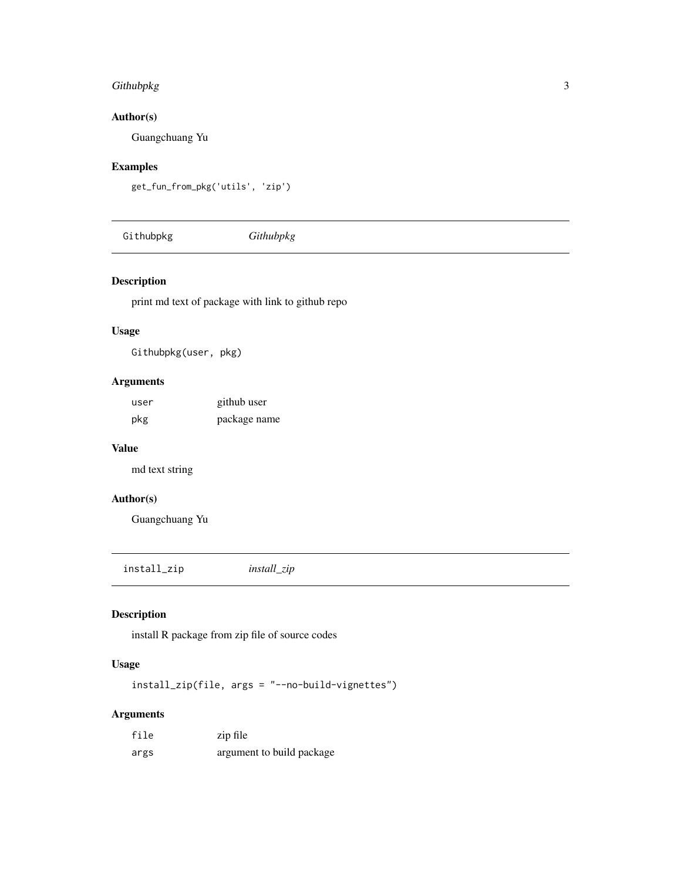## Author(s)

Guangchuang Yu

## Examples

```
get_fun_from_pkg('utils', 'zip')
```

---

# Githubpkg *Githubpkg*

---

## Description

print md text of package with link to github repo

## Usage

```
Githubpkg(user, pkg)
```

## Arguments

| | |
|---|---|
| user | github user |
| pkg | package name |

## Value

md text string

## Author(s)

Guangchuang Yu

---

# install_zip *install_zip*

---

## Description

install R package from zip file of source codes

## Usage

```
install_zip(file, args = "--no-build-vignettes")
```

## Arguments

| | |
|---|---|
| file | zip file |
| args | argument to build package |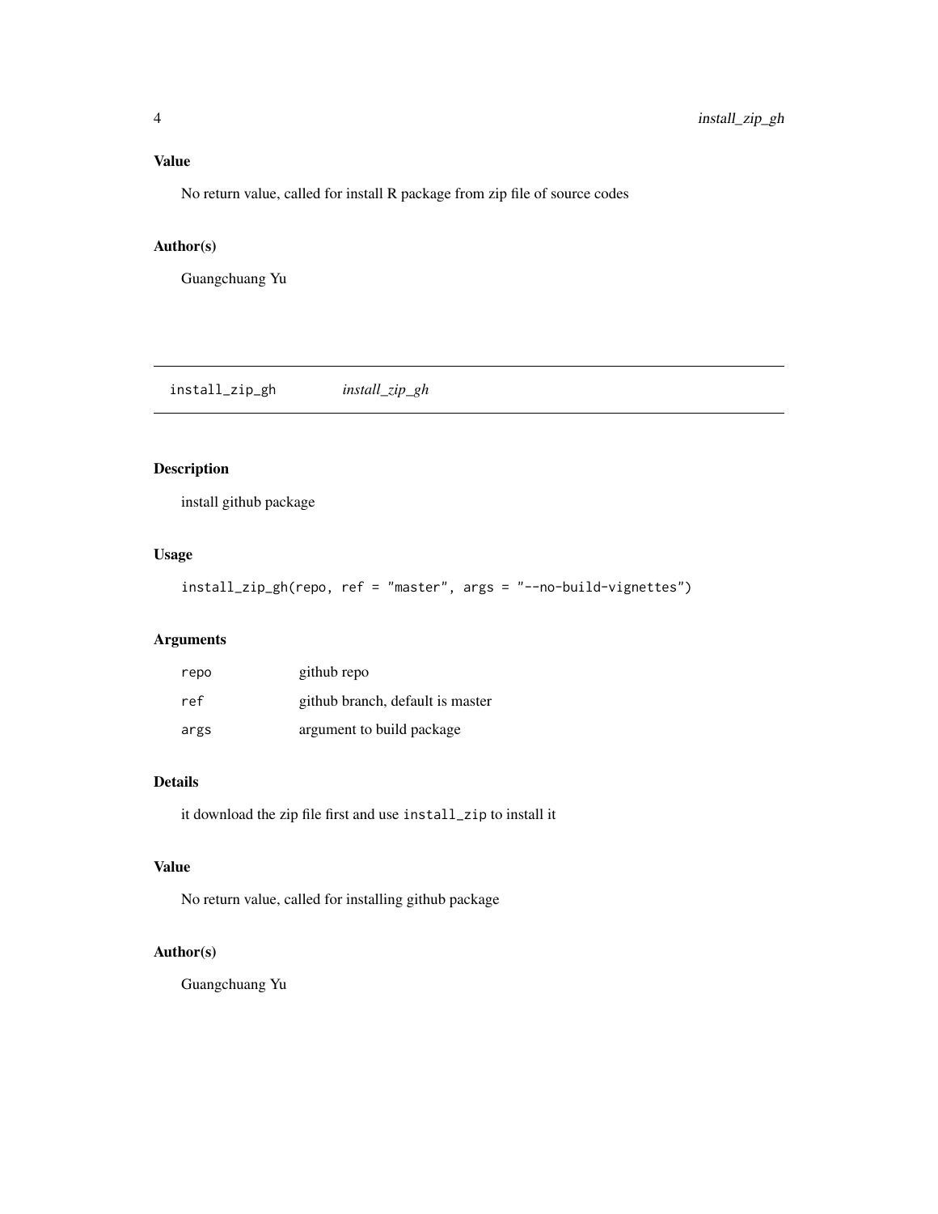### Value

No return value, called for install R package from zip file of source codes

### Author(s)

Guangchuang Yu

---

## install_zip_gh    *install_zip_gh*

---

### Description

install github package

### Usage

```
install_zip_gh(repo, ref = "master", args = "--no-build-vignettes")
```

### Arguments

| | |
|---|---|
| repo | github repo |
| ref | github branch, default is master |
| args | argument to build package |

### Details

it download the zip file first and use `install_zip` to install it

### Value

No return value, called for installing github package

### Author(s)

Guangchuang Yu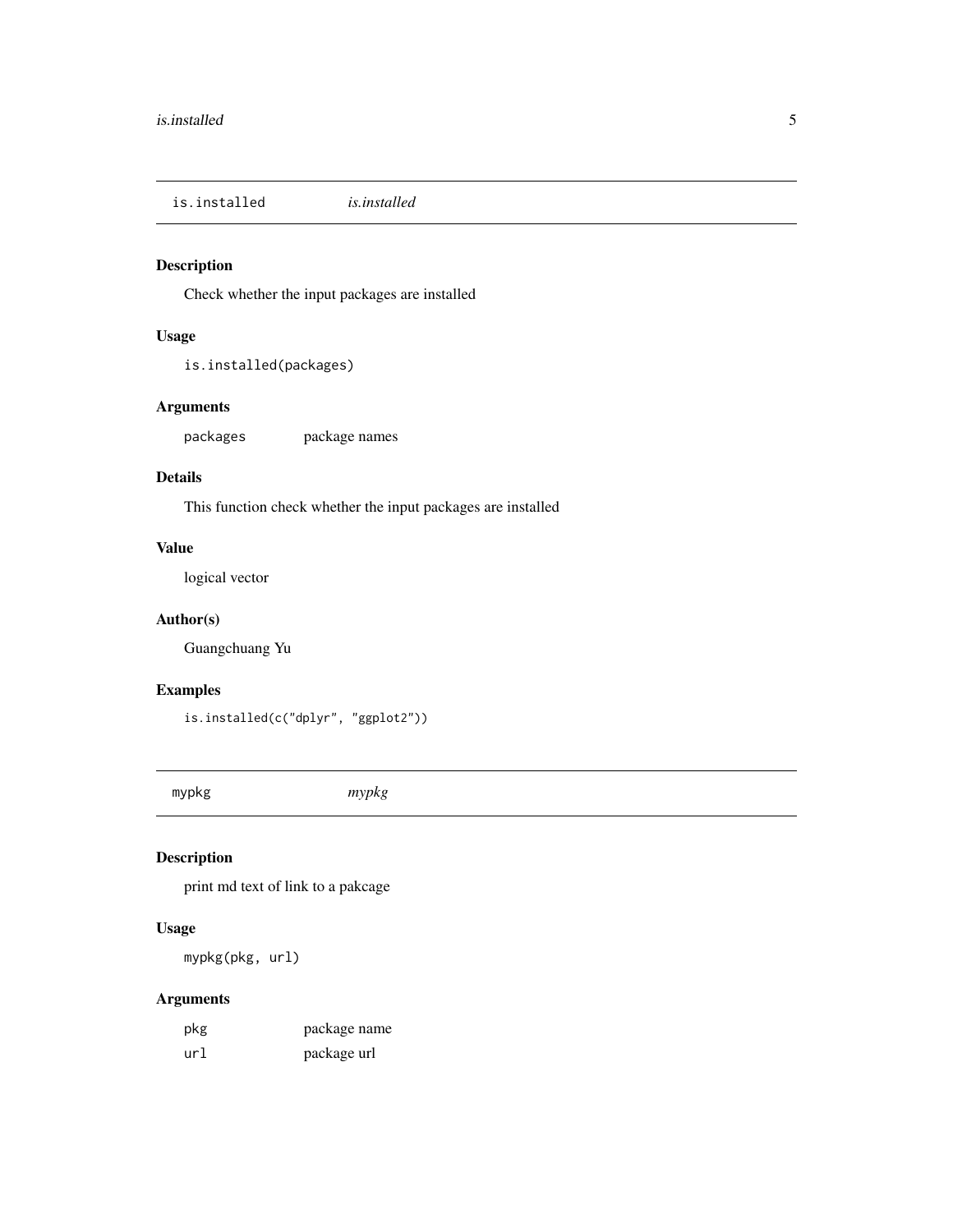## is.installed — *is.installed*

### Description

Check whether the input packages are installed

### Usage

```
is.installed(packages)
```

### Arguments

| | |
|---|---|
| packages | package names |

### Details

This function check whether the input packages are installed

### Value

logical vector

### Author(s)

Guangchuang Yu

### Examples

```
is.installed(c("dplyr", "ggplot2"))
```

## mypkg — *mypkg*

### Description

print md text of link to a pakcage

### Usage

```
mypkg(pkg, url)
```

### Arguments

| | |
|---|---|
| pkg | package name |
| url | package url |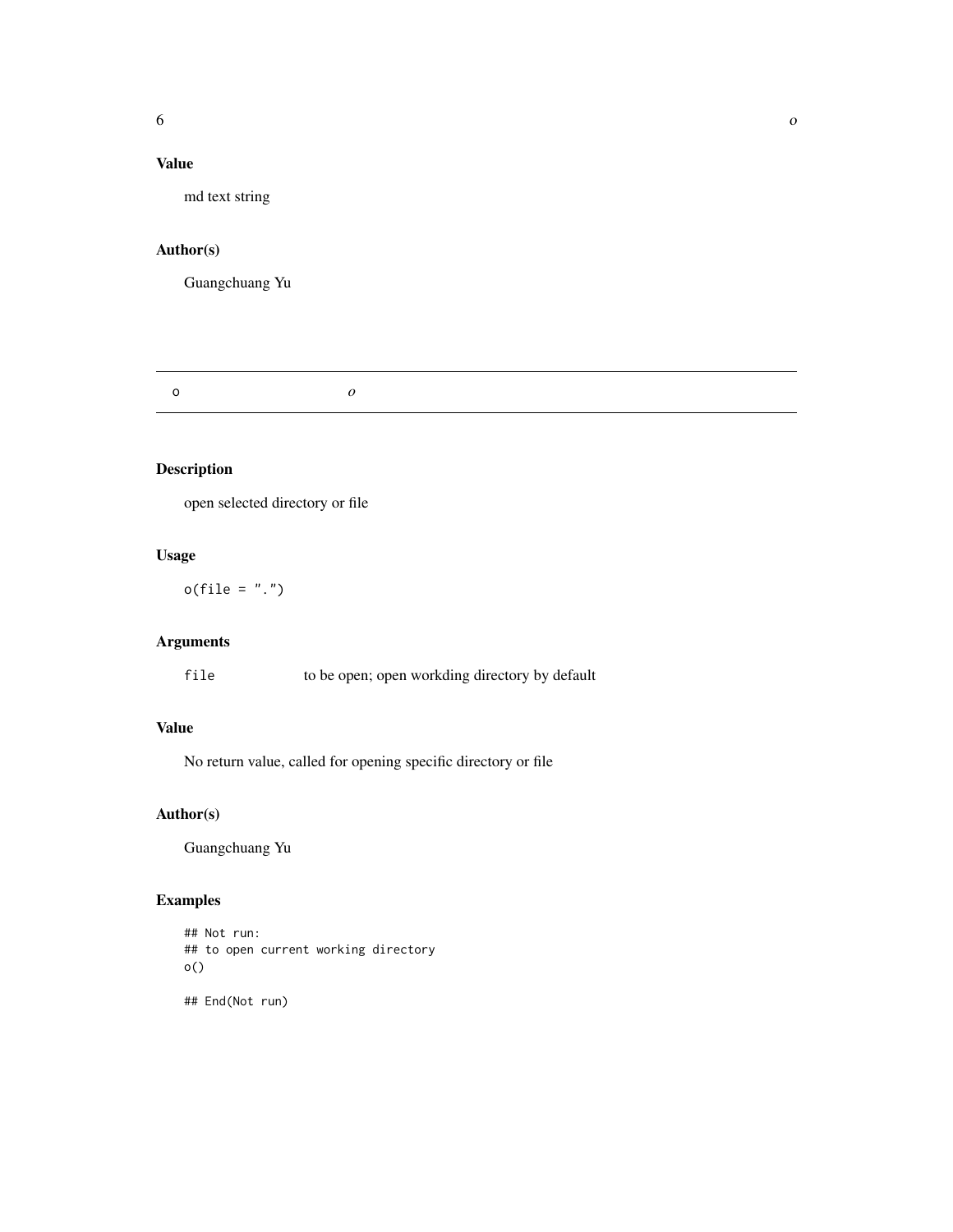### Value

md text string

### Author(s)

Guangchuang Yu

---

## o &emsp;&emsp;&emsp; *o*

---

### Description

open selected directory or file

### Usage

```
o(file = ".")
```

### Arguments

| | |
|---|---|
| `file` | to be open; open workding directory by default |

### Value

No return value, called for opening specific directory or file

### Author(s)

Guangchuang Yu

### Examples

```
## Not run:
## to open current working directory
o()

## End(Not run)
```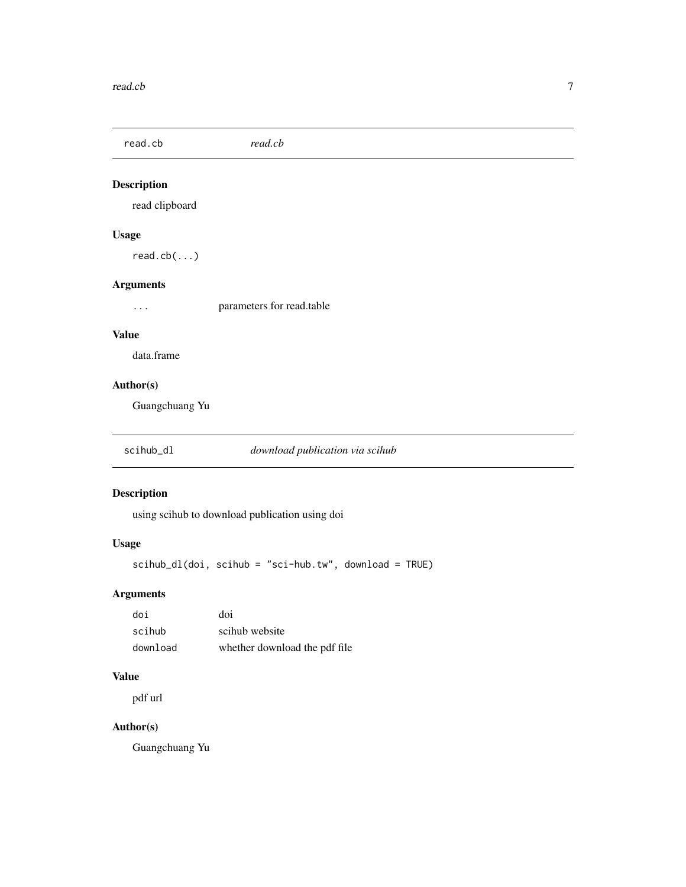## read.cb *read.cb*

### Description

read clipboard

### Usage

```
read.cb(...)
```

### Arguments

| | |
|---|---|
| ... | parameters for read.table |

### Value

data.frame

### Author(s)

Guangchuang Yu

## scihub_dl *download publication via scihub*

### Description

using scihub to download publication using doi

### Usage

```
scihub_dl(doi, scihub = "sci-hub.tw", download = TRUE)
```

### Arguments

| | |
|---|---|
| doi | doi |
| scihub | scihub website |
| download | whether download the pdf file |

### Value

pdf url

### Author(s)

Guangchuang Yu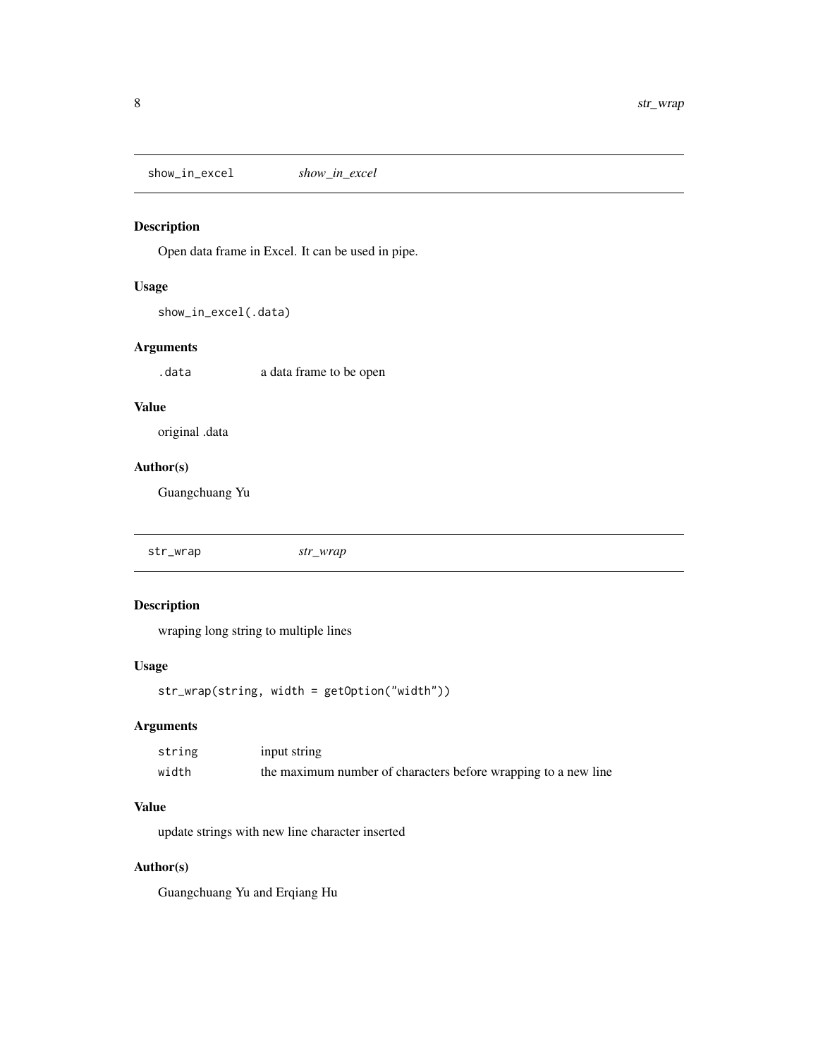## show_in_excel *show_in_excel*

### Description

Open data frame in Excel. It can be used in pipe.

### Usage

```
show_in_excel(.data)
```

### Arguments

| | |
|---|---|
| `.data` | a data frame to be open |

### Value

original .data

### Author(s)

Guangchuang Yu

## str_wrap *str_wrap*

### Description

wraping long string to multiple lines

### Usage

```
str_wrap(string, width = getOption("width"))
```

### Arguments

| | |
|---|---|
| `string` | input string |
| `width` | the maximum number of characters before wrapping to a new line |

### Value

update strings with new line character inserted

### Author(s)

Guangchuang Yu and Erqiang Hu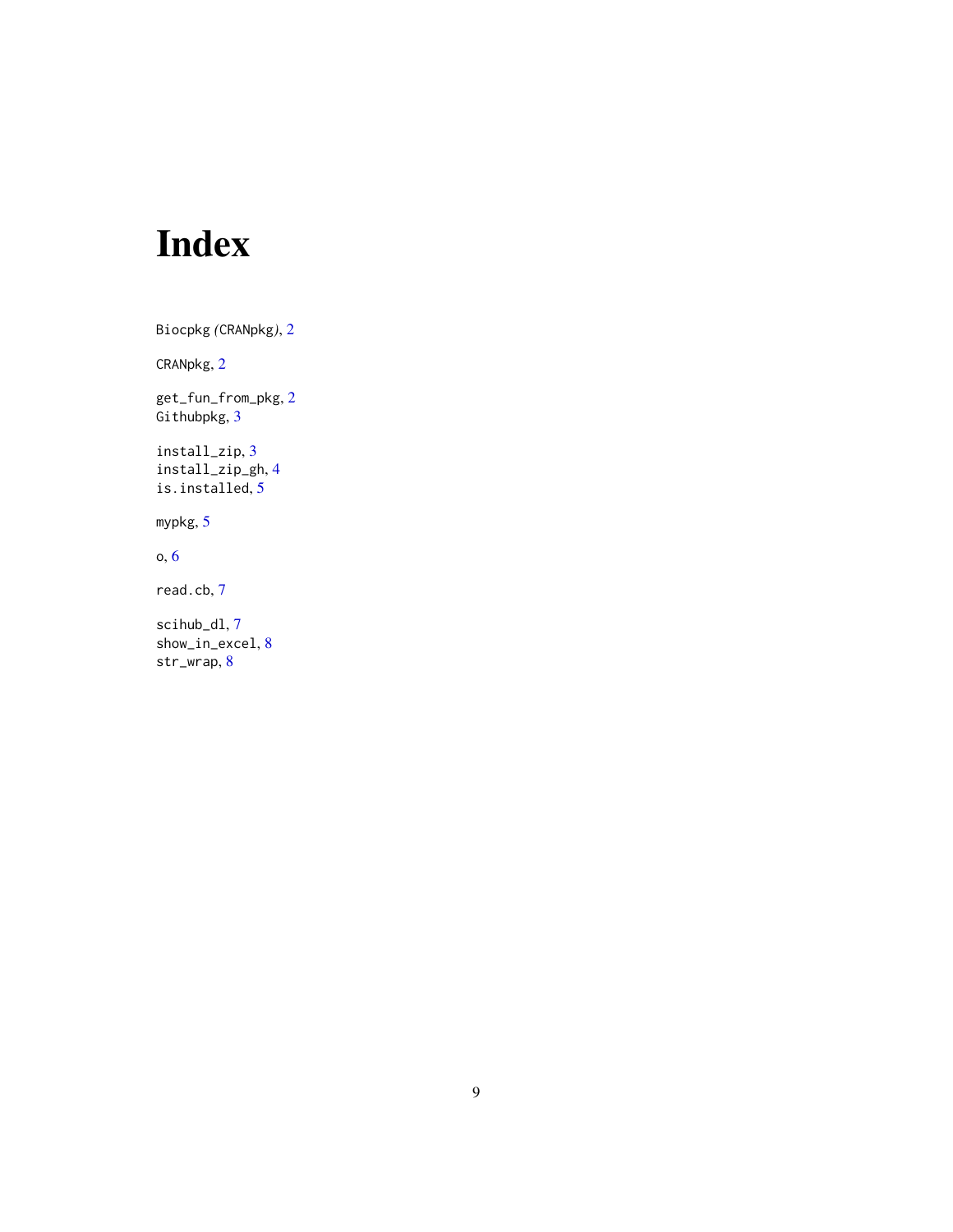# Index

Biocpkg (CRANpkg), 2

CRANpkg, 2

get_fun_from_pkg, 2
Githubpkg, 3

install_zip, 3
install_zip_gh, 4
is.installed, 5

mypkg, 5

o, 6

read.cb, 7

scihub_dl, 7
show_in_excel, 8
str_wrap, 8